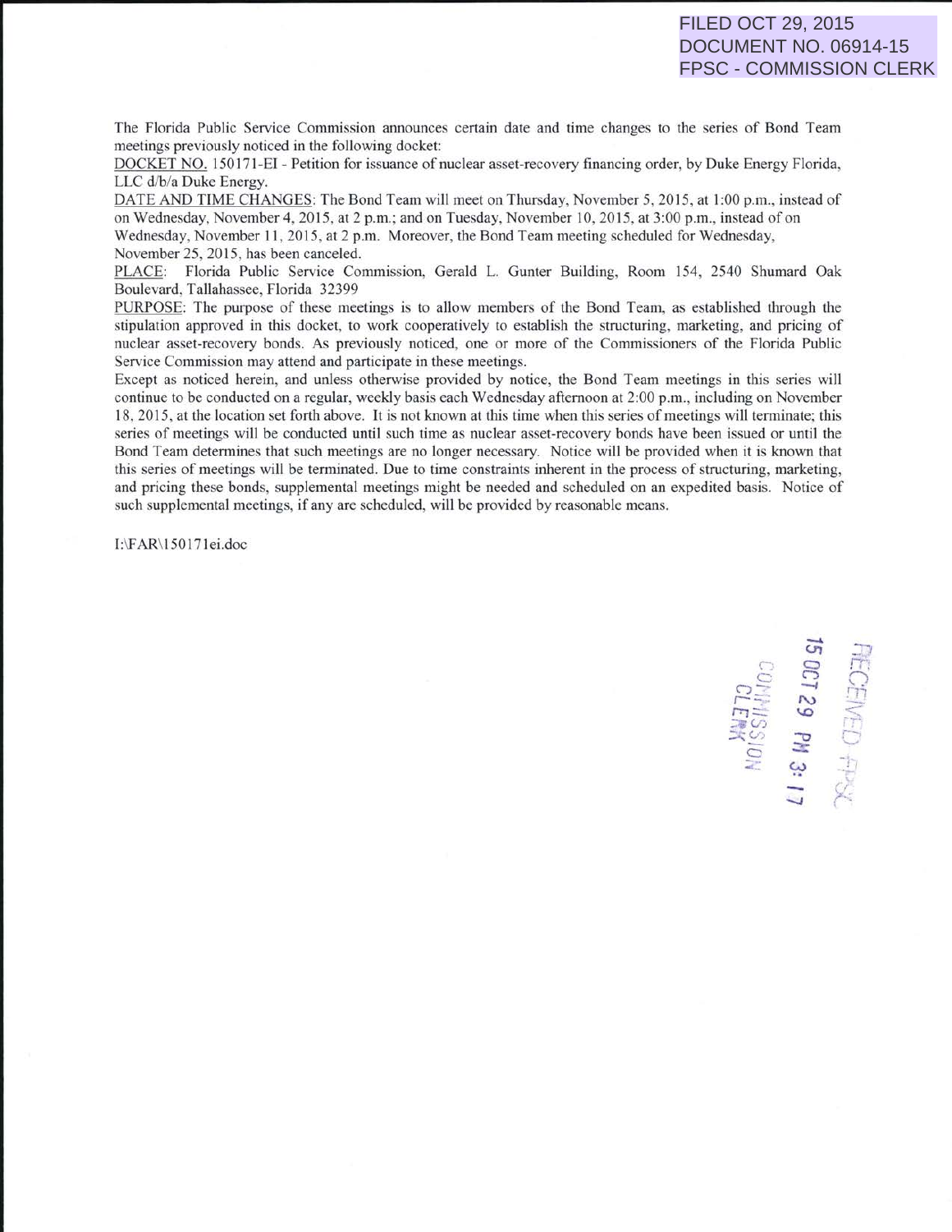FILED OCT 29, 2015
DOCUMENT NO. 06914-15
FPSC - COMMISSION CLERK

The Florida Public Service Commission announces certain date and time changes to the series of Bond Team meetings previously noticed in the following docket:

DOCKET NO. 150171-EI - Petition for issuance of nuclear asset-recovery financing order, by Duke Energy Florida, LLC d/b/a Duke Energy.

DATE AND TIME CHANGES: The Bond Team will meet on Thursday, November 5, 2015, at 1:00 p.m., instead of on Wednesday, November 4, 2015, at 2 p.m.; and on Tuesday, November 10, 2015, at 3:00 p.m., instead of on Wednesday, November 11, 2015, at 2 p.m. Moreover, the Bond Team meeting scheduled for Wednesday, November 25, 2015, has been canceled.

PLACE: Florida Public Service Commission, Gerald L. Gunter Building, Room 154, 2540 Shumard Oak Boulevard, Tallahassee, Florida 32399

PURPOSE: The purpose of these meetings is to allow members of the Bond Team, as established through the stipulation approved in this docket, to work cooperatively to establish the structuring, marketing, and pricing of nuclear asset-recovery bonds. As previously noticed, one or more of the Commissioners of the Florida Public Service Commission may attend and participate in these meetings.

Except as noticed herein, and unless otherwise provided by notice, the Bond Team meetings in this series will continue to be conducted on a regular, weekly basis each Wednesday afternoon at 2:00 p.m., including on November 18, 2015, at the location set forth above. It is not known at this time when this series of meetings will terminate; this series of meetings will be conducted until such time as nuclear asset-recovery bonds have been issued or until the Bond Team determines that such meetings are no longer necessary. Notice will be provided when it is known that this series of meetings will be terminated. Due to time constraints inherent in the process of structuring, marketing, and pricing these bonds, supplemental meetings might be needed and scheduled on an expedited basis. Notice of such supplemental meetings, if any are scheduled, will be provided by reasonable means.

I:\FAR\150171ei.doc

RECEIVED FPSC
15 OCT 29 PM 3:17
COMMISSION CLERK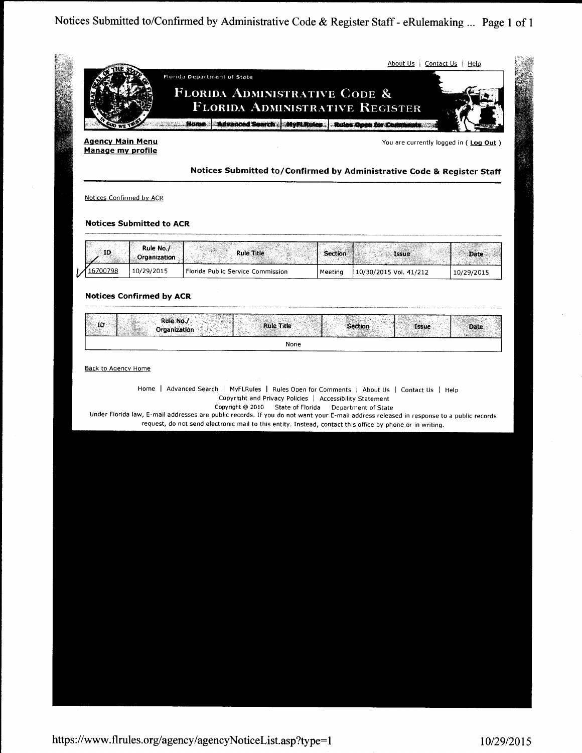Notices Submitted to/Confirmed by Administrative Code & Register Staff - eRulemaking ...

About Us | Contact Us | Help

Florida Department of State

# FLORIDA ADMINISTRATIVE CODE & FLORIDA ADMINISTRATIVE REGISTER

Home | Advanced Search | MyFLRules | Rules Open for Comments

**Agency Main Menu**
**Manage my profile**

You are currently logged in ( **Log Out** )

## Notices Submitted to/Confirmed by Administrative Code & Register Staff

Notices Confirmed by ACR

### Notices Submitted to ACR

| ID | Rule No./ Organization | Rule Title | Section | Issue | Date |
|---|---|---|---|---|---|
| 16700798 | 10/29/2015 | Florida Public Service Commission | Meeting | 10/30/2015 Vol. 41/212 | 10/29/2015 |

### Notices Confirmed by ACR

| ID | Rule No./ Organization | Rule Title | Section | Issue | Date |
|---|---|---|---|---|---|
| None | | | | | |

Back to Agency Home

Home | Advanced Search | MyFLRules | Rules Open for Comments | About Us | Contact Us | Help
Copyright and Privacy Policies | Accessibility Statement
Copyright @ 2010 State of Florida Department of State
Under Florida law, E-mail addresses are public records. If you do not want your E-mail address released in response to a public records request, do not send electronic mail to this entity. Instead, contact this office by phone or in writing.

https://www.flrules.org/agency/agencyNoticeList.asp?type=1 10/29/2015